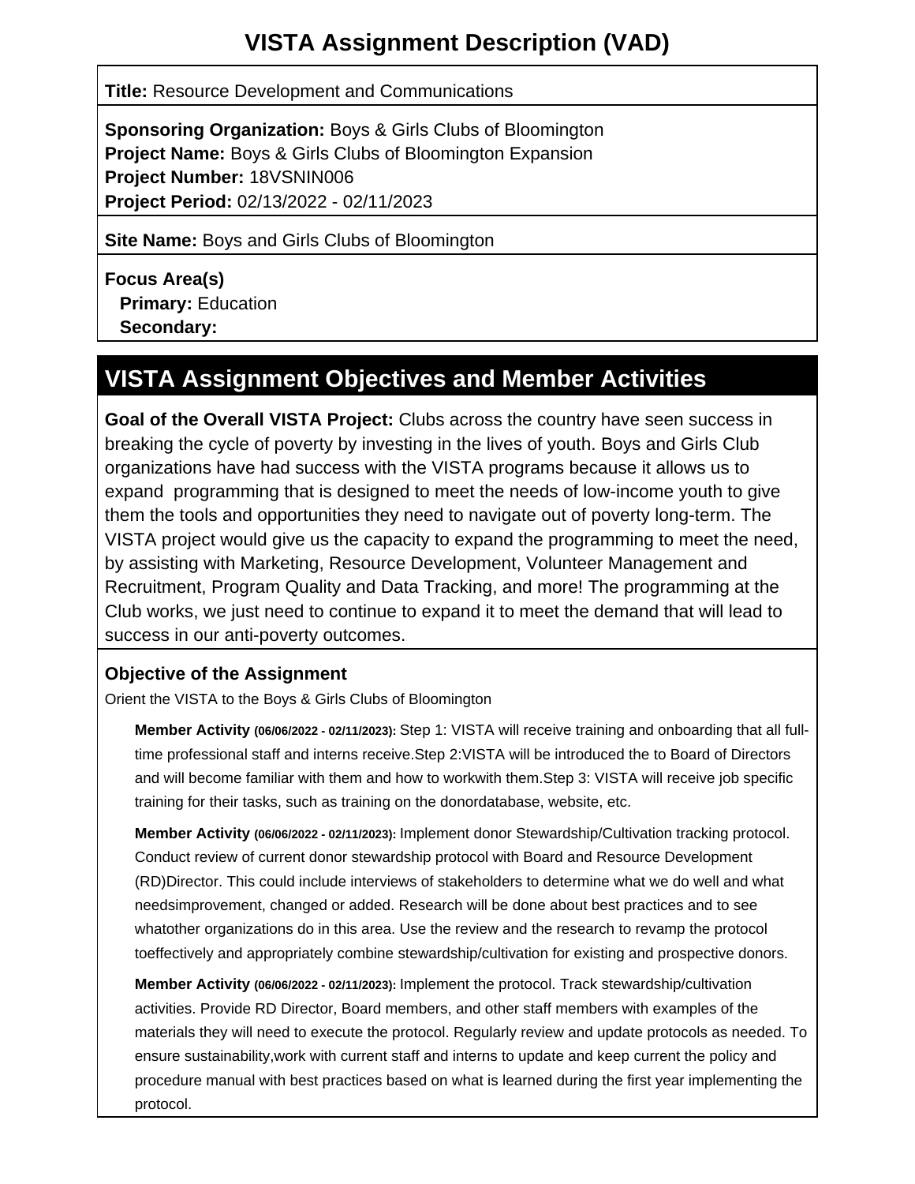# VISTA Assignment Description (VAD)

**Title:** Resource Development and Communications

**Sponsoring Organization:** Boys & Girls Clubs of Bloomington
**Project Name:** Boys & Girls Clubs of Bloomington Expansion
**Project Number:** 18VSNIN006
**Project Period:** 02/13/2022 - 02/11/2023

**Site Name:** Boys and Girls Clubs of Bloomington

**Focus Area(s)**
**Primary:** Education
**Secondary:**

## VISTA Assignment Objectives and Member Activities

**Goal of the Overall VISTA Project:** Clubs across the country have seen success in breaking the cycle of poverty by investing in the lives of youth. Boys and Girls Club organizations have had success with the VISTA programs because it allows us to expand programming that is designed to meet the needs of low-income youth to give them the tools and opportunities they need to navigate out of poverty long-term. The VISTA project would give us the capacity to expand the programming to meet the need, by assisting with Marketing, Resource Development, Volunteer Management and Recruitment, Program Quality and Data Tracking, and more! The programming at the Club works, we just need to continue to expand it to meet the demand that will lead to success in our anti-poverty outcomes.

### Objective of the Assignment

Orient the VISTA to the Boys & Girls Clubs of Bloomington

**Member Activity (06/06/2022 - 02/11/2023):** Step 1: VISTA will receive training and onboarding that all full-time professional staff and interns receive.Step 2:VISTA will be introduced the to Board of Directors and will become familiar with them and how to workwith them.Step 3: VISTA will receive job specific training for their tasks, such as training on the donordatabase, website, etc.

**Member Activity (06/06/2022 - 02/11/2023):** Implement donor Stewardship/Cultivation tracking protocol. Conduct review of current donor stewardship protocol with Board and Resource Development (RD)Director. This could include interviews of stakeholders to determine what we do well and what needsimprovement, changed or added. Research will be done about best practices and to see whatother organizations do in this area. Use the review and the research to revamp the protocol toeffectively and appropriately combine stewardship/cultivation for existing and prospective donors.

**Member Activity (06/06/2022 - 02/11/2023):** Implement the protocol. Track stewardship/cultivation activities. Provide RD Director, Board members, and other staff members with examples of the materials they will need to execute the protocol. Regularly review and update protocols as needed. To ensure sustainability,work with current staff and interns to update and keep current the policy and procedure manual with best practices based on what is learned during the first year implementing the protocol.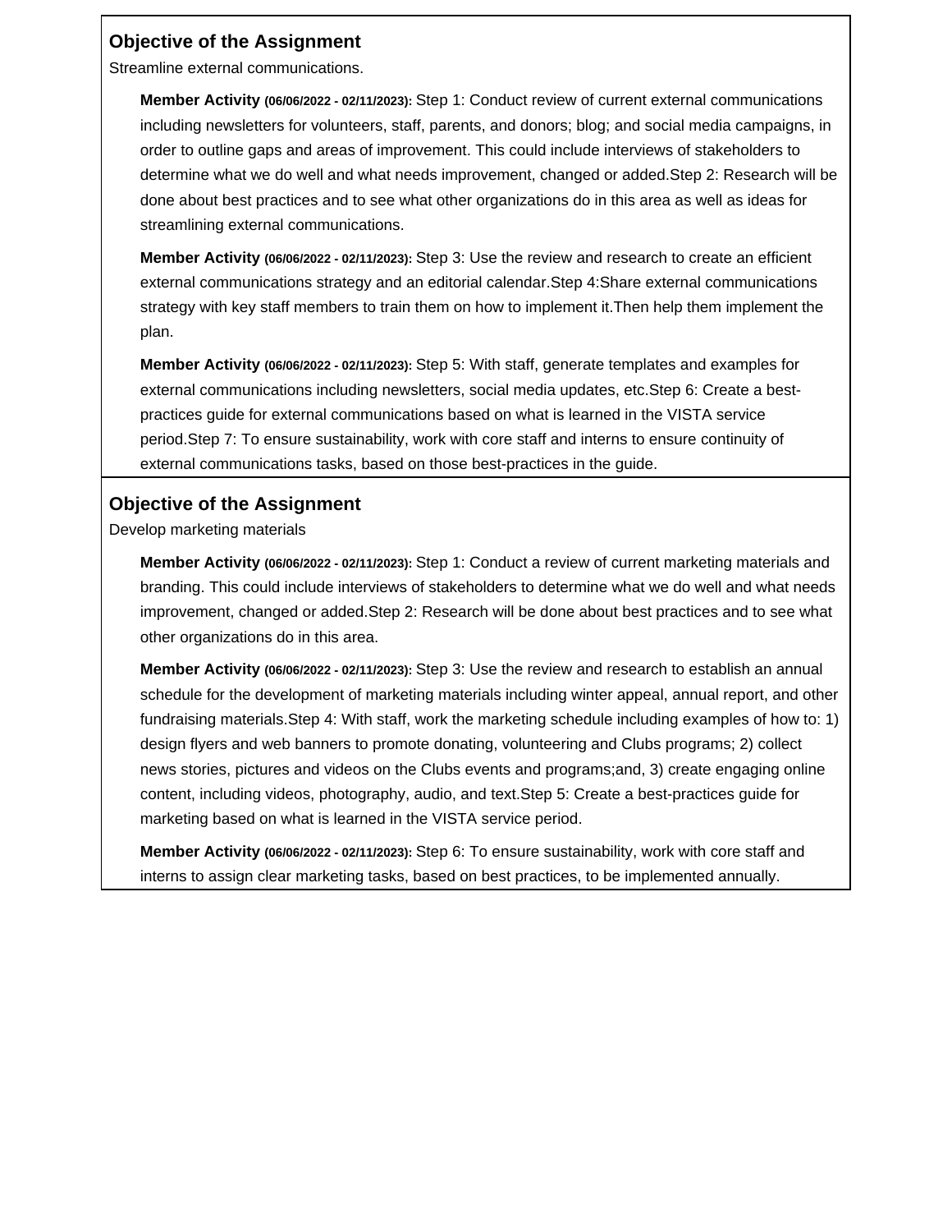## Objective of the Assignment

Streamline external communications.

**Member Activity (06/06/2022 - 02/11/2023):** Step 1: Conduct review of current external communications including newsletters for volunteers, staff, parents, and donors; blog; and social media campaigns, in order to outline gaps and areas of improvement. This could include interviews of stakeholders to determine what we do well and what needs improvement, changed or added.Step 2: Research will be done about best practices and to see what other organizations do in this area as well as ideas for streamlining external communications.

**Member Activity (06/06/2022 - 02/11/2023):** Step 3: Use the review and research to create an efficient external communications strategy and an editorial calendar.Step 4:Share external communications strategy with key staff members to train them on how to implement it.Then help them implement the plan.

**Member Activity (06/06/2022 - 02/11/2023):** Step 5: With staff, generate templates and examples for external communications including newsletters, social media updates, etc.Step 6: Create a best-practices guide for external communications based on what is learned in the VISTA service period.Step 7: To ensure sustainability, work with core staff and interns to ensure continuity of external communications tasks, based on those best-practices in the guide.

## Objective of the Assignment

Develop marketing materials

**Member Activity (06/06/2022 - 02/11/2023):** Step 1: Conduct a review of current marketing materials and branding. This could include interviews of stakeholders to determine what we do well and what needs improvement, changed or added.Step 2: Research will be done about best practices and to see what other organizations do in this area.

**Member Activity (06/06/2022 - 02/11/2023):** Step 3: Use the review and research to establish an annual schedule for the development of marketing materials including winter appeal, annual report, and other fundraising materials.Step 4: With staff, work the marketing schedule including examples of how to: 1) design flyers and web banners to promote donating, volunteering and Clubs programs; 2) collect news stories, pictures and videos on the Clubs events and programs;and, 3) create engaging online content, including videos, photography, audio, and text.Step 5: Create a best-practices guide for marketing based on what is learned in the VISTA service period.

**Member Activity (06/06/2022 - 02/11/2023):** Step 6: To ensure sustainability, work with core staff and interns to assign clear marketing tasks, based on best practices, to be implemented annually.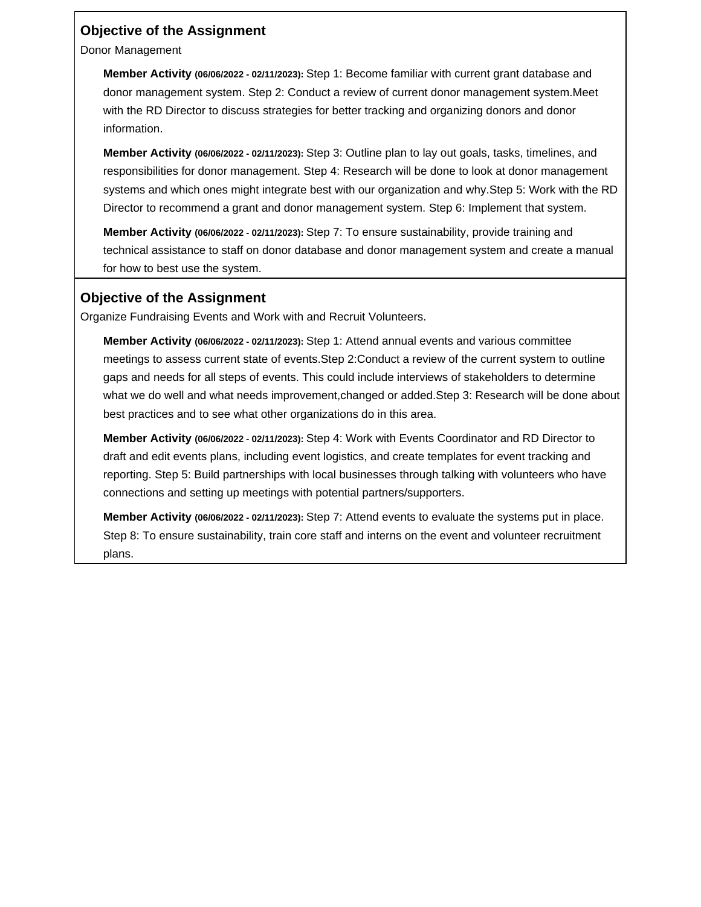## Objective of the Assignment

Donor Management

**Member Activity** **(06/06/2022 - 02/11/2023):** Step 1: Become familiar with current grant database and donor management system. Step 2: Conduct a review of current donor management system.Meet with the RD Director to discuss strategies for better tracking and organizing donors and donor information.

**Member Activity** **(06/06/2022 - 02/11/2023):** Step 3: Outline plan to lay out goals, tasks, timelines, and responsibilities for donor management. Step 4: Research will be done to look at donor management systems and which ones might integrate best with our organization and why.Step 5: Work with the RD Director to recommend a grant and donor management system. Step 6: Implement that system.

**Member Activity** **(06/06/2022 - 02/11/2023):** Step 7: To ensure sustainability, provide training and technical assistance to staff on donor database and donor management system and create a manual for how to best use the system.

## Objective of the Assignment

Organize Fundraising Events and Work with and Recruit Volunteers.

**Member Activity** **(06/06/2022 - 02/11/2023):** Step 1: Attend annual events and various committee meetings to assess current state of events.Step 2:Conduct a review of the current system to outline gaps and needs for all steps of events. This could include interviews of stakeholders to determine what we do well and what needs improvement,changed or added.Step 3: Research will be done about best practices and to see what other organizations do in this area.

**Member Activity** **(06/06/2022 - 02/11/2023):** Step 4: Work with Events Coordinator and RD Director to draft and edit events plans, including event logistics, and create templates for event tracking and reporting. Step 5: Build partnerships with local businesses through talking with volunteers who have connections and setting up meetings with potential partners/supporters.

**Member Activity** **(06/06/2022 - 02/11/2023):** Step 7: Attend events to evaluate the systems put in place. Step 8: To ensure sustainability, train core staff and interns on the event and volunteer recruitment plans.